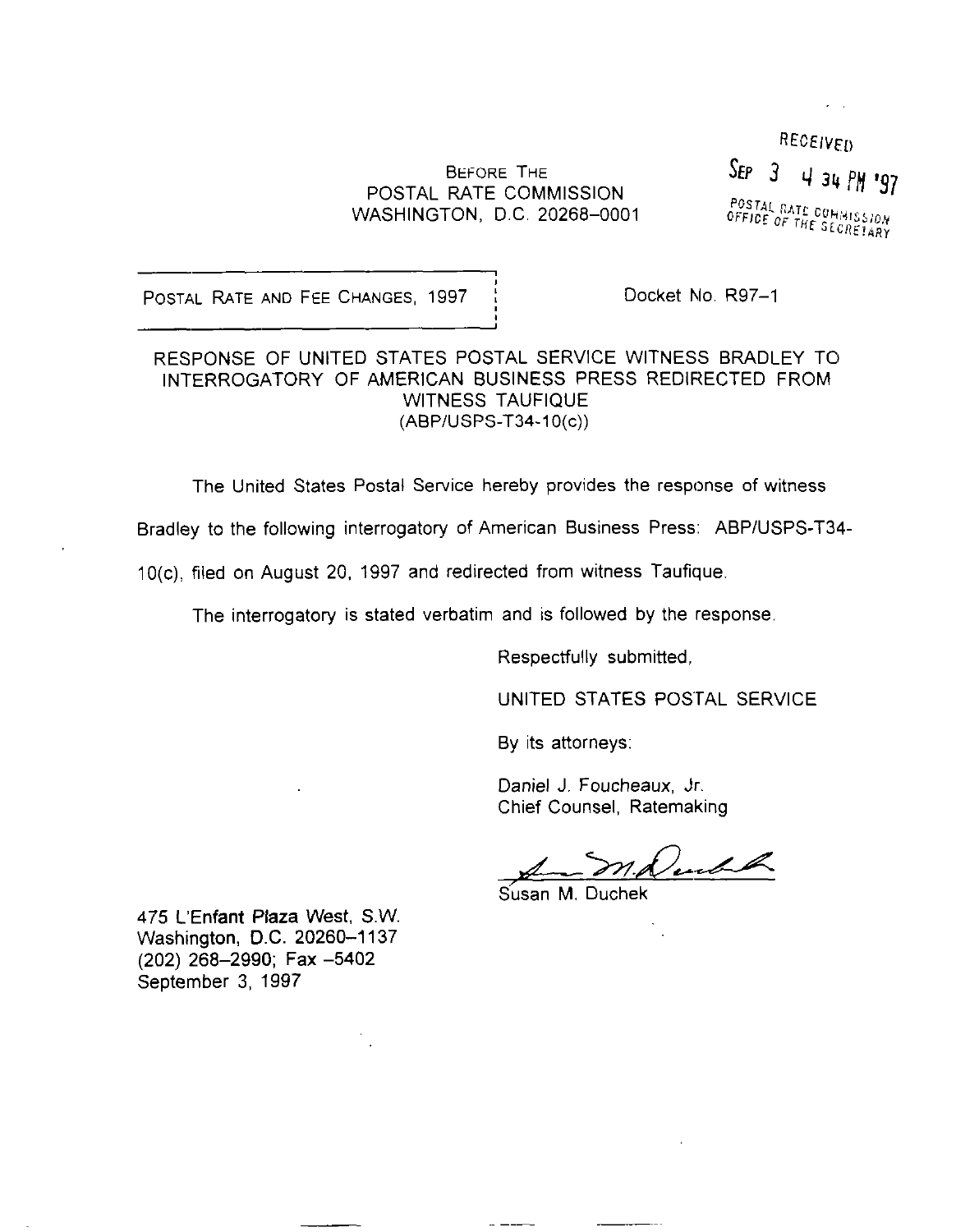RECEIVED

SEP 3 4 34 PM '97

POSTAL RATE COMMISSION
OFFICE OF THE SECRETARY

BEFORE THE
POSTAL RATE COMMISSION
WASHINGTON, D.C. 20268–0001

POSTAL RATE AND FEE CHANGES, 1997

Docket No. R97–1

RESPONSE OF UNITED STATES POSTAL SERVICE WITNESS BRADLEY TO INTERROGATORY OF AMERICAN BUSINESS PRESS REDIRECTED FROM WITNESS TAUFIQUE
(ABP/USPS-T34-10(c))

The United States Postal Service hereby provides the response of witness Bradley to the following interrogatory of American Business Press: ABP/USPS-T34-10(c), filed on August 20, 1997 and redirected from witness Taufique.

The interrogatory is stated verbatim and is followed by the response.

Respectfully submitted,

UNITED STATES POSTAL SERVICE

By its attorneys:

Daniel J. Foucheaux, Jr.
Chief Counsel, Ratemaking

Susan M. Duchek

475 L'Enfant Plaza West, S.W.
Washington, D.C. 20260–1137
(202) 268–2990; Fax –5402
September 3, 1997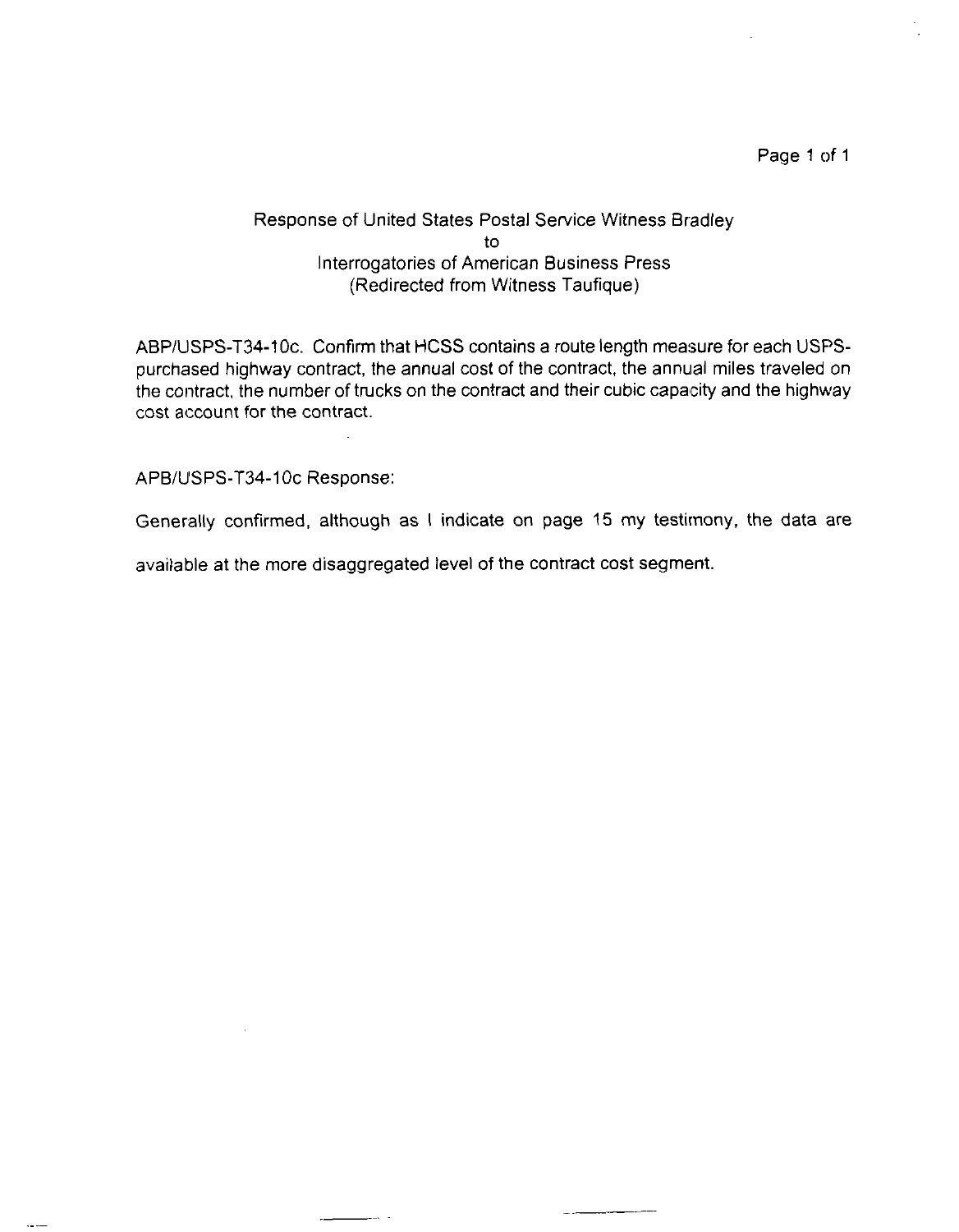Response of United States Postal Service Witness Bradley
to
Interrogatories of American Business Press
(Redirected from Witness Taufique)

ABP/USPS-T34-10c. Confirm that HCSS contains a route length measure for each USPS-purchased highway contract, the annual cost of the contract, the annual miles traveled on the contract, the number of trucks on the contract and their cubic capacity and the highway cost account for the contract.

APB/USPS-T34-10c Response:

Generally confirmed, although as I indicate on page 15 my testimony, the data are available at the more disaggregated level of the contract cost segment.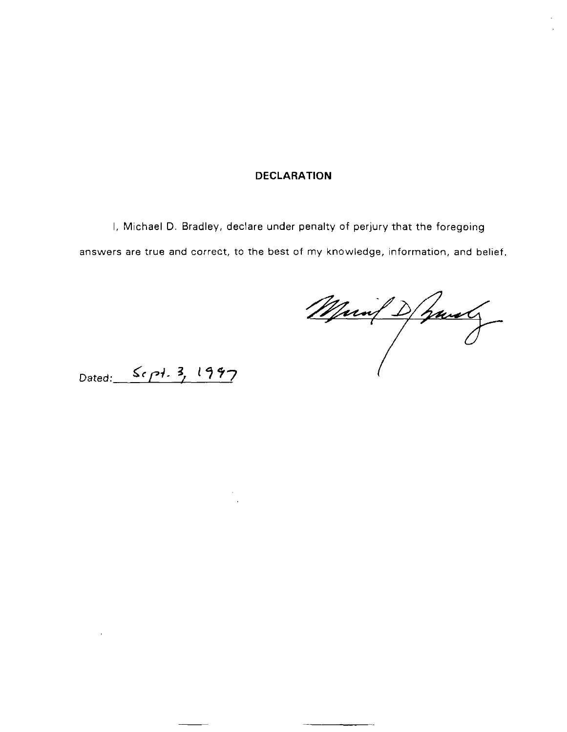## DECLARATION

I, Michael D. Bradley, declare under penalty of perjury that the foregoing answers are true and correct, to the best of my knowledge, information, and belief.

Dated: Sept. 3, 1997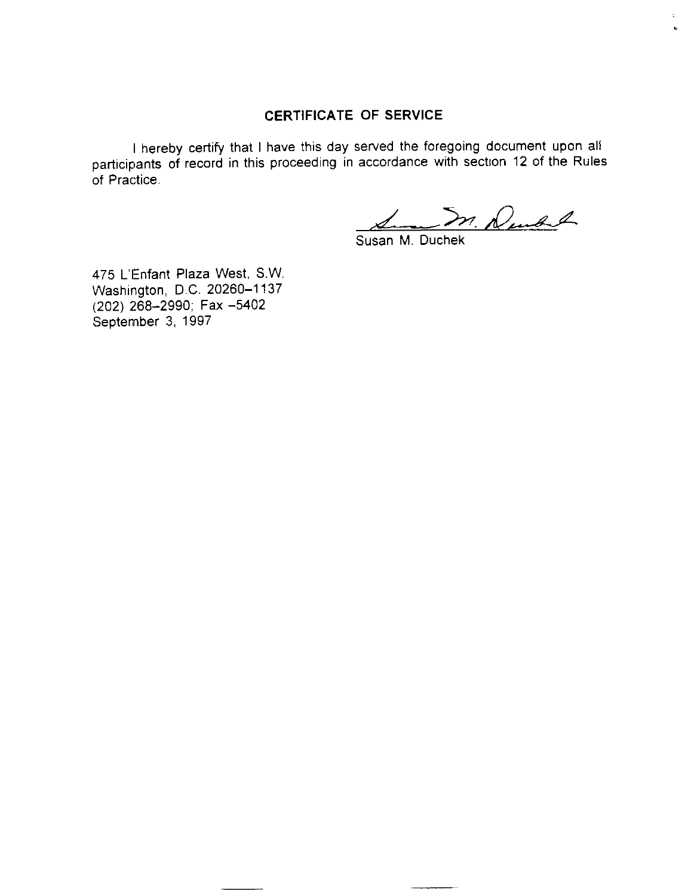## CERTIFICATE OF SERVICE

I hereby certify that I have this day served the foregoing document upon all participants of record in this proceeding in accordance with section 12 of the Rules of Practice.

Susan M. Duchek

475 L'Enfant Plaza West, S.W.
Washington, D.C. 20260–1137
(202) 268–2990; Fax –5402
September 3, 1997